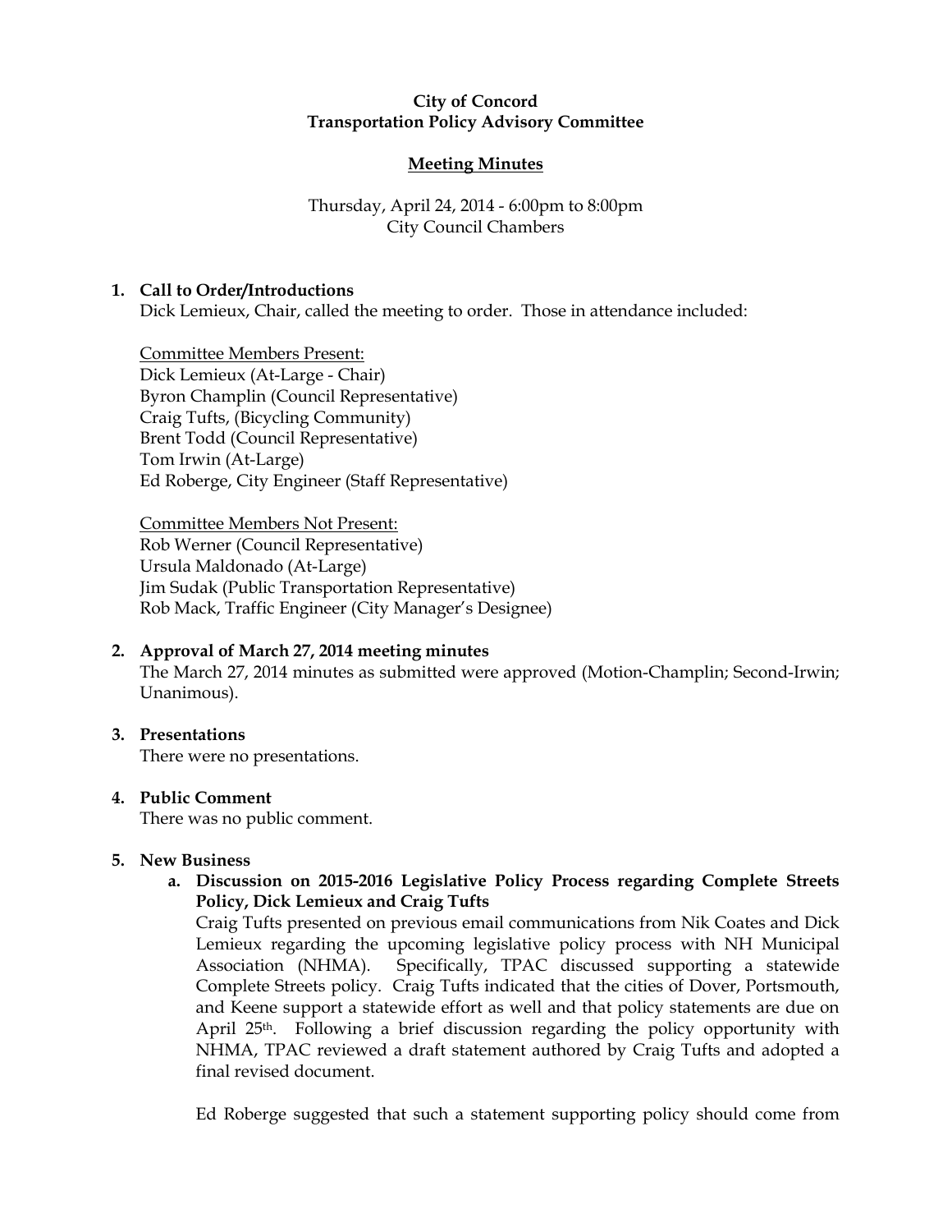**City of Concord**
**Transportation Policy Advisory Committee**

**Meeting Minutes**

Thursday, April 24, 2014 - 6:00pm to 8:00pm
City Council Chambers

1. **Call to Order/Introductions**
   Dick Lemieux, Chair, called the meeting to order. Those in attendance included:

   Committee Members Present:
   Dick Lemieux (At-Large - Chair)
   Byron Champlin (Council Representative)
   Craig Tufts, (Bicycling Community)
   Brent Todd (Council Representative)
   Tom Irwin (At-Large)
   Ed Roberge, City Engineer (Staff Representative)

   Committee Members Not Present:
   Rob Werner (Council Representative)
   Ursula Maldonado (At-Large)
   Jim Sudak (Public Transportation Representative)
   Rob Mack, Traffic Engineer (City Manager's Designee)

2. **Approval of March 27, 2014 meeting minutes**
   The March 27, 2014 minutes as submitted were approved (Motion-Champlin; Second-Irwin; Unanimous).

3. **Presentations**
   There were no presentations.

4. **Public Comment**
   There was no public comment.

5. **New Business**
   a. **Discussion on 2015-2016 Legislative Policy Process regarding Complete Streets Policy, Dick Lemieux and Craig Tufts**
      Craig Tufts presented on previous email communications from Nik Coates and Dick Lemieux regarding the upcoming legislative policy process with NH Municipal Association (NHMA). Specifically, TPAC discussed supporting a statewide Complete Streets policy. Craig Tufts indicated that the cities of Dover, Portsmouth, and Keene support a statewide effort as well and that policy statements are due on April 25th. Following a brief discussion regarding the policy opportunity with NHMA, TPAC reviewed a draft statement authored by Craig Tufts and adopted a final revised document.

      Ed Roberge suggested that such a statement supporting policy should come from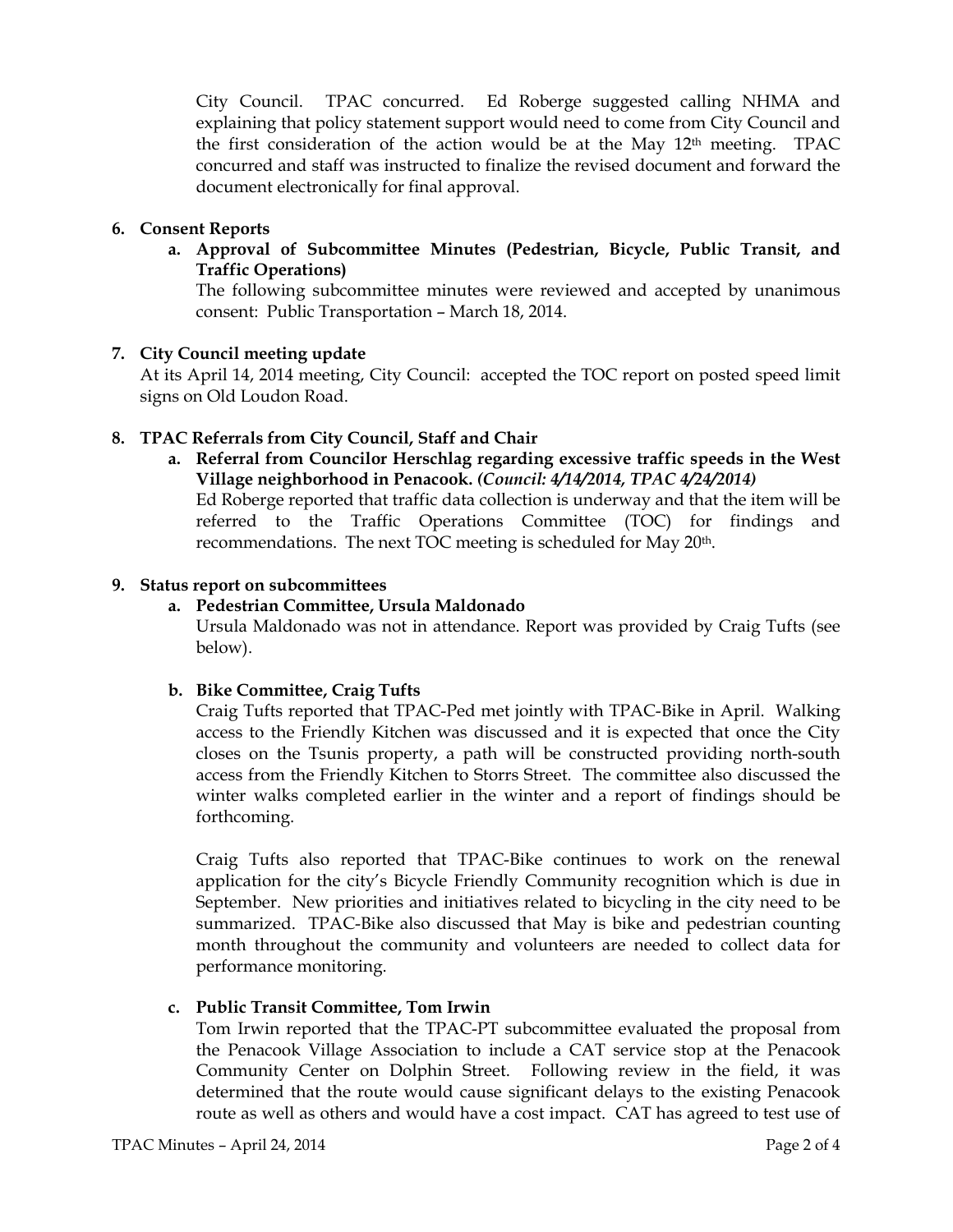City Council. TPAC concurred. Ed Roberge suggested calling NHMA and explaining that policy statement support would need to come from City Council and the first consideration of the action would be at the May 12th meeting. TPAC concurred and staff was instructed to finalize the revised document and forward the document electronically for final approval.

**6. Consent Reports**

**a. Approval of Subcommittee Minutes (Pedestrian, Bicycle, Public Transit, and Traffic Operations)**

The following subcommittee minutes were reviewed and accepted by unanimous consent: Public Transportation – March 18, 2014.

**7. City Council meeting update**

At its April 14, 2014 meeting, City Council: accepted the TOC report on posted speed limit signs on Old Loudon Road.

**8. TPAC Referrals from City Council, Staff and Chair**

**a. Referral from Councilor Herschlag regarding excessive traffic speeds in the West Village neighborhood in Penacook.** ***(Council: 4/14/2014, TPAC 4/24/2014)***

Ed Roberge reported that traffic data collection is underway and that the item will be referred to the Traffic Operations Committee (TOC) for findings and recommendations. The next TOC meeting is scheduled for May 20th.

**9. Status report on subcommittees**

**a. Pedestrian Committee, Ursula Maldonado**

Ursula Maldonado was not in attendance. Report was provided by Craig Tufts (see below).

**b. Bike Committee, Craig Tufts**

Craig Tufts reported that TPAC-Ped met jointly with TPAC-Bike in April. Walking access to the Friendly Kitchen was discussed and it is expected that once the City closes on the Tsunis property, a path will be constructed providing north-south access from the Friendly Kitchen to Storrs Street. The committee also discussed the winter walks completed earlier in the winter and a report of findings should be forthcoming.

Craig Tufts also reported that TPAC-Bike continues to work on the renewal application for the city's Bicycle Friendly Community recognition which is due in September. New priorities and initiatives related to bicycling in the city need to be summarized. TPAC-Bike also discussed that May is bike and pedestrian counting month throughout the community and volunteers are needed to collect data for performance monitoring.

**c. Public Transit Committee, Tom Irwin**

Tom Irwin reported that the TPAC-PT subcommittee evaluated the proposal from the Penacook Village Association to include a CAT service stop at the Penacook Community Center on Dolphin Street. Following review in the field, it was determined that the route would cause significant delays to the existing Penacook route as well as others and would have a cost impact. CAT has agreed to test use of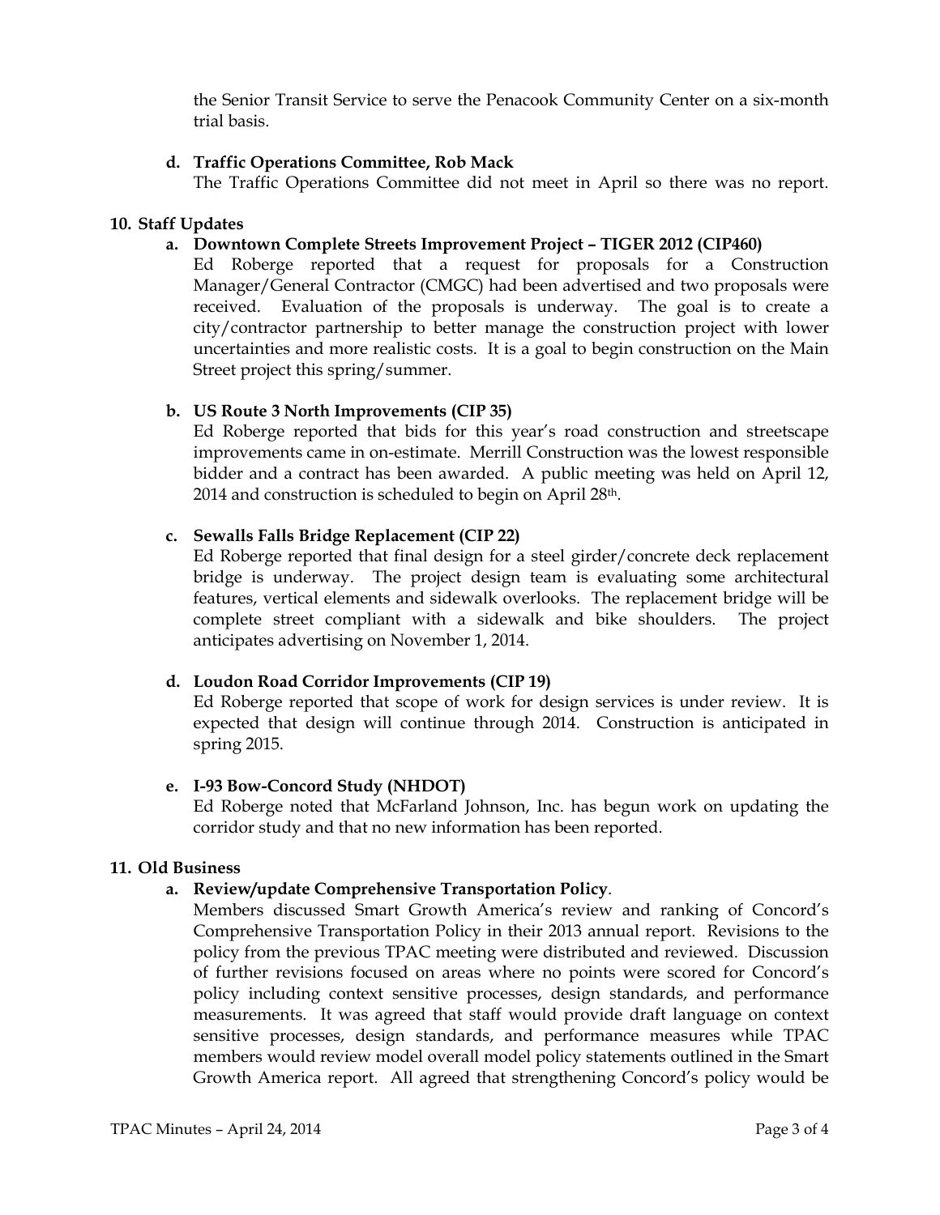the Senior Transit Service to serve the Penacook Community Center on a six-month trial basis.

**d. Traffic Operations Committee, Rob Mack**

The Traffic Operations Committee did not meet in April so there was no report.

**10. Staff Updates**

**a. Downtown Complete Streets Improvement Project – TIGER 2012 (CIP460)**

Ed Roberge reported that a request for proposals for a Construction Manager/General Contractor (CMGC) had been advertised and two proposals were received. Evaluation of the proposals is underway. The goal is to create a city/contractor partnership to better manage the construction project with lower uncertainties and more realistic costs. It is a goal to begin construction on the Main Street project this spring/summer.

**b. US Route 3 North Improvements (CIP 35)**

Ed Roberge reported that bids for this year's road construction and streetscape improvements came in on-estimate. Merrill Construction was the lowest responsible bidder and a contract has been awarded. A public meeting was held on April 12, 2014 and construction is scheduled to begin on April 28th.

**c. Sewalls Falls Bridge Replacement (CIP 22)**

Ed Roberge reported that final design for a steel girder/concrete deck replacement bridge is underway. The project design team is evaluating some architectural features, vertical elements and sidewalk overlooks. The replacement bridge will be complete street compliant with a sidewalk and bike shoulders. The project anticipates advertising on November 1, 2014.

**d. Loudon Road Corridor Improvements (CIP 19)**

Ed Roberge reported that scope of work for design services is under review. It is expected that design will continue through 2014. Construction is anticipated in spring 2015.

**e. I-93 Bow-Concord Study (NHDOT)**

Ed Roberge noted that McFarland Johnson, Inc. has begun work on updating the corridor study and that no new information has been reported.

**11. Old Business**

**a. Review/update Comprehensive Transportation Policy**.

Members discussed Smart Growth America's review and ranking of Concord's Comprehensive Transportation Policy in their 2013 annual report. Revisions to the policy from the previous TPAC meeting were distributed and reviewed. Discussion of further revisions focused on areas where no points were scored for Concord's policy including context sensitive processes, design standards, and performance measurements. It was agreed that staff would provide draft language on context sensitive processes, design standards, and performance measures while TPAC members would review model overall model policy statements outlined in the Smart Growth America report. All agreed that strengthening Concord's policy would be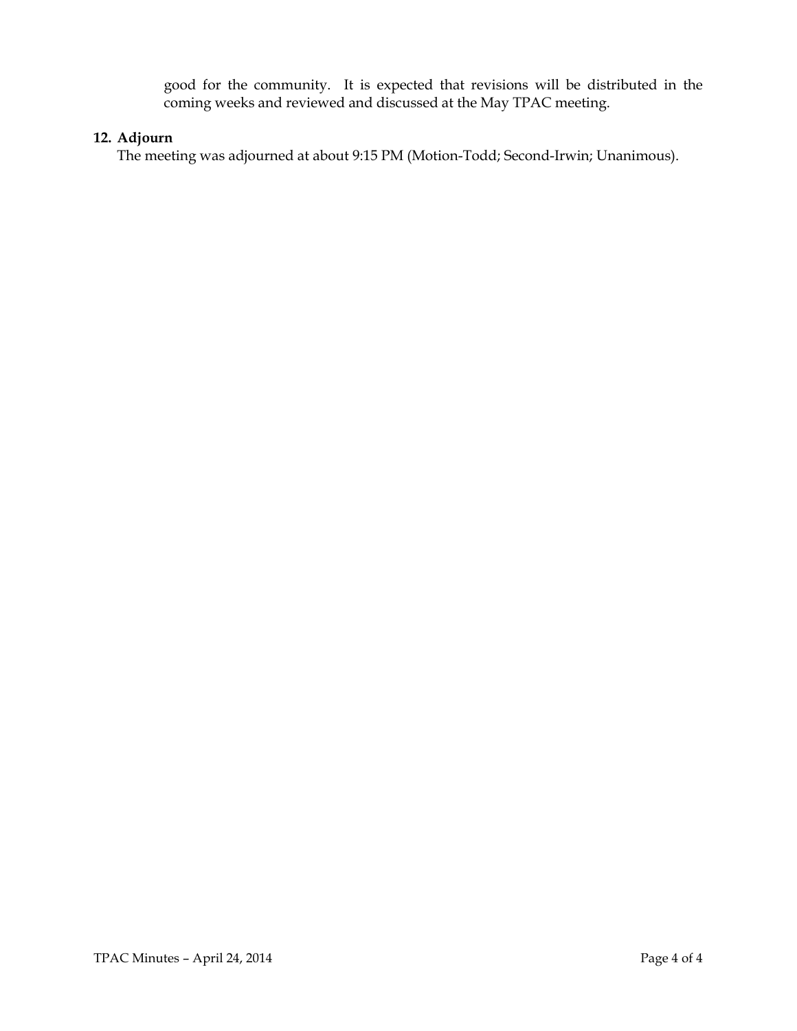good for the community. It is expected that revisions will be distributed in the coming weeks and reviewed and discussed at the May TPAC meeting.

**12. Adjourn**

The meeting was adjourned at about 9:15 PM (Motion-Todd; Second-Irwin; Unanimous).